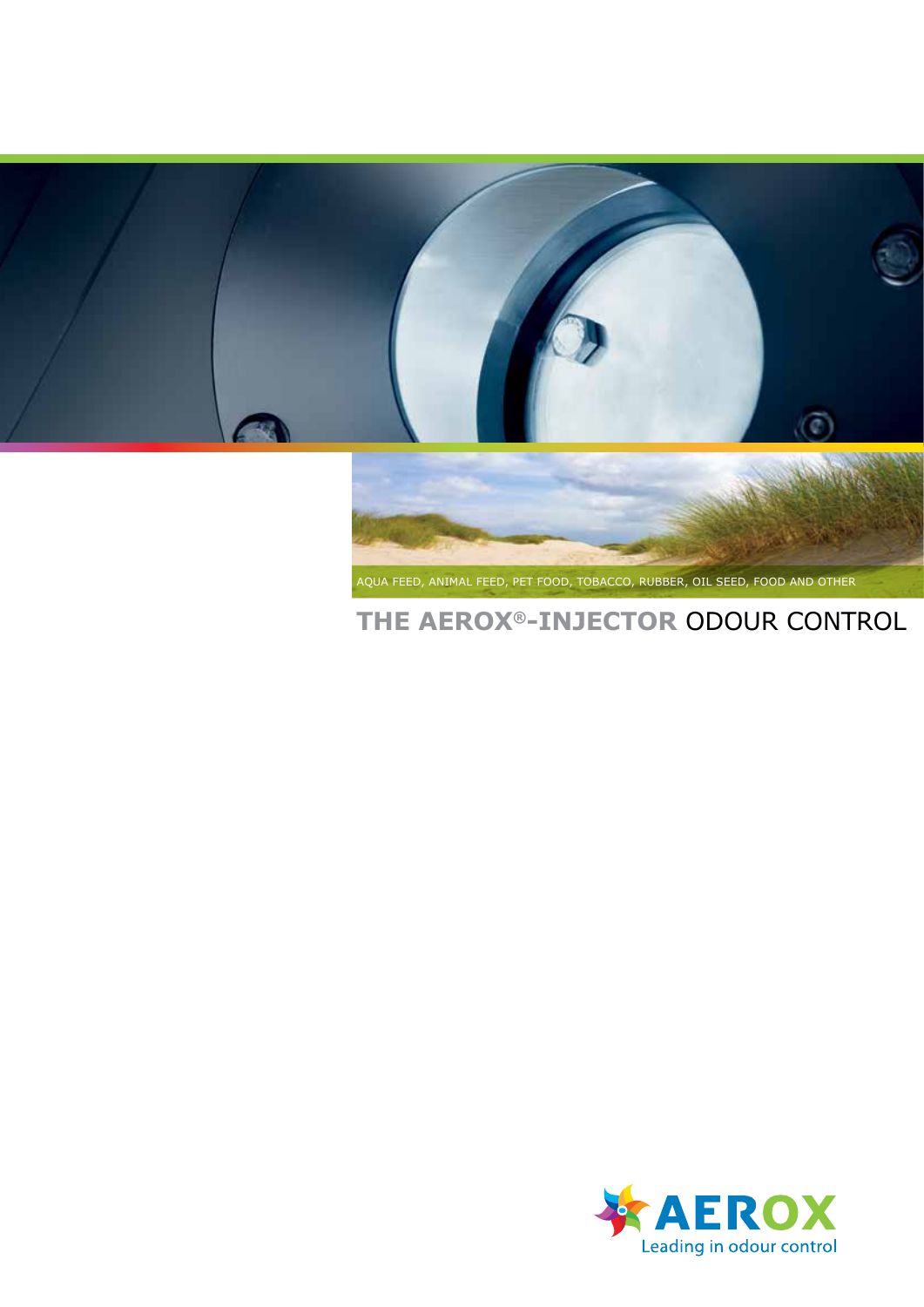AQUA FEED, ANIMAL FEED, PET FOOD, TOBACCO, RUBBER, OIL SEED, FOOD AND OTHER

# THE AEROX®-INJECTOR ODOUR CONTROL

AEROX

Leading in odour control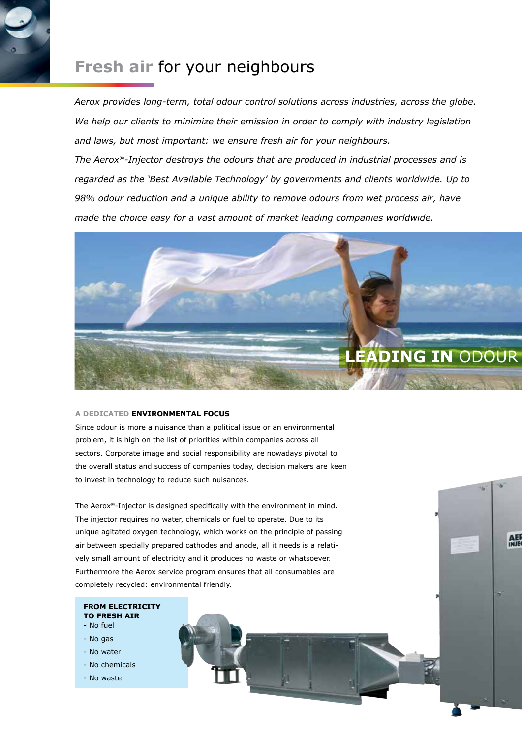# **Fresh air** for your neighbours

*Aerox provides long-term, total odour control solutions across industries, across the globe. We help our clients to minimize their emission in order to comply with industry legislation and laws, but most important: we ensure fresh air for your neighbours. The Aerox®-Injector destroys the odours that are produced in industrial processes and is regarded as the 'Best Available Technology' by governments and clients worldwide. Up to 98% odour reduction and a unique ability to remove odours from wet process air, have made the choice easy for a vast amount of market leading companies worldwide.*

**LEADING IN** ODOUR

### A DEDICATED **ENVIRONMENTAL FOCUS**

Since odour is more a nuisance than a political issue or an environmental problem, it is high on the list of priorities within companies across all sectors. Corporate image and social responsibility are nowadays pivotal to the overall status and success of companies today, decision makers are keen to invest in technology to reduce such nuisances.

The Aerox®-Injector is designed specifically with the environment in mind. The injector requires no water, chemicals or fuel to operate. Due to its unique agitated oxygen technology, which works on the principle of passing air between specially prepared cathodes and anode, all it needs is a relatively small amount of electricity and it produces no waste or whatsoever. Furthermore the Aerox service program ensures that all consumables are completely recycled: environmental friendly.

**FROM ELECTRICITY TO FRESH AIR**

- No fuel
- No gas
- No water
- No chemicals
- No waste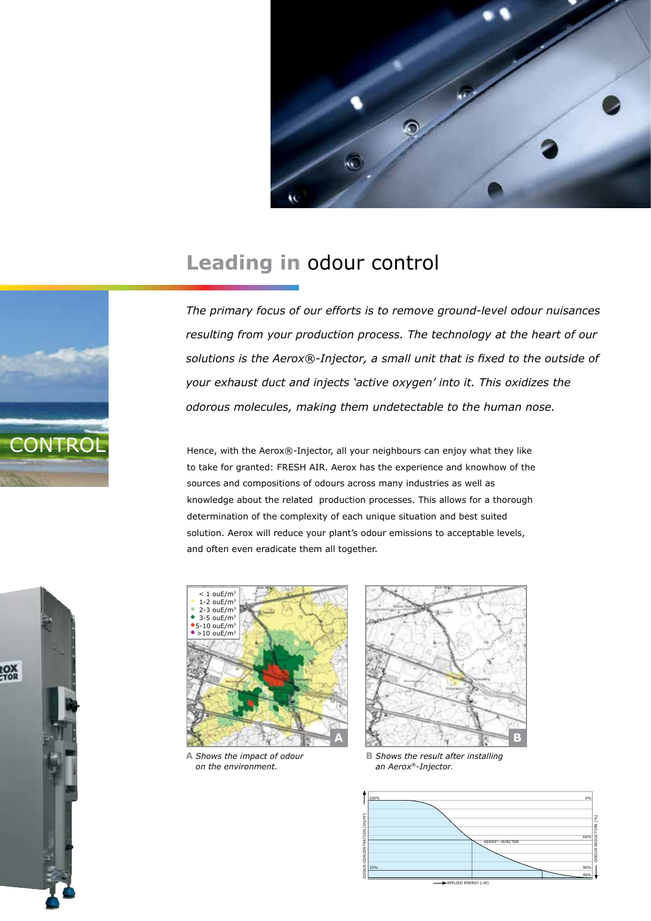## Leading in odour control

CONTROL

*The primary focus of our efforts is to remove ground-level odour nuisances resulting from your production process. The technology at the heart of our solutions is the Aerox®-Injector, a small unit that is fixed to the outside of your exhaust duct and injects 'active oxygen' into it. This oxidizes the odorous molecules, making them undetectable to the human nose.*

Hence, with the Aerox®-Injector, all your neighbours can enjoy what they like to take for granted: FRESH AIR. Aerox has the experience and knowhow of the sources and compositions of odours across many industries as well as knowledge about the related production processes. This allows for a thorough determination of the complexity of each unique situation and best suited solution. Aerox will reduce your plant's odour emissions to acceptable levels, and often even eradicate them all together.

- < 1 ouE/m³
- 1-2 ouE/m³
- 2-3 ouE/m³
- 3-5 ouE/m³
- 5-10 ouE/m³
- >10 ouE/m³

**A** *Shows the impact of odour on the environment.*

**B** *Shows the result after installing an Aerox®-Injector.*

ODOUR CONCENTRATION [OU/M³] — 100%, 10%
ODOUR REDUCTION [%] — 0%, 60%, 90%, 99%
AEROX®-INJECTOR
APPLIED ENERGY [-W]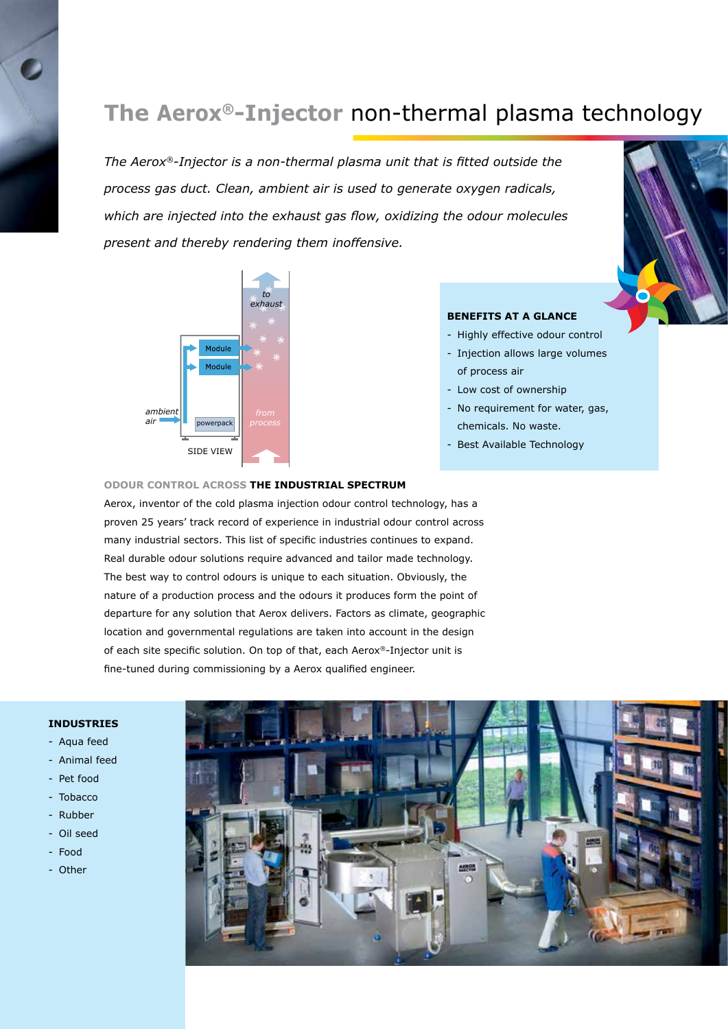# The Aerox®-Injector non-thermal plasma technology

*The Aerox®-Injector is a non-thermal plasma unit that is fitted outside the process gas duct. Clean, ambient air is used to generate oxygen radicals, which are injected into the exhaust gas flow, oxidizing the odour molecules present and thereby rendering them inoffensive.*

to exhaust

Module

Module

ambient air

powerpack

from process

SIDE VIEW

**BENEFITS AT A GLANCE**

- Highly effective odour control
- Injection allows large volumes of process air
- Low cost of ownership
- No requirement for water, gas, chemicals. No waste.
- Best Available Technology

## ODOUR CONTROL ACROSS THE INDUSTRIAL SPECTRUM

Aerox, inventor of the cold plasma injection odour control technology, has a proven 25 years' track record of experience in industrial odour control across many industrial sectors. This list of specific industries continues to expand. Real durable odour solutions require advanced and tailor made technology. The best way to control odours is unique to each situation. Obviously, the nature of a production process and the odours it produces form the point of departure for any solution that Aerox delivers. Factors as climate, geographic location and governmental regulations are taken into account in the design of each site specific solution. On top of that, each Aerox®-Injector unit is fine-tuned during commissioning by a Aerox qualified engineer.

**INDUSTRIES**

- Aqua feed
- Animal feed
- Pet food
- Tobacco
- Rubber
- Oil seed
- Food
- Other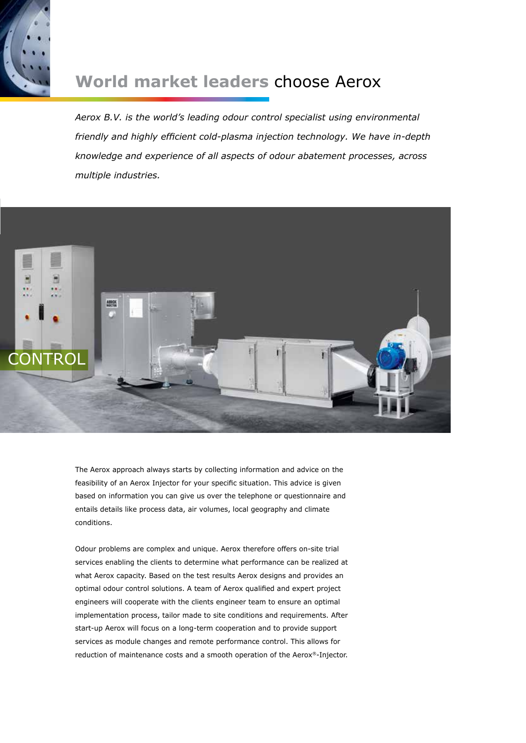# World market leaders choose Aerox

*Aerox B.V. is the world's leading odour control specialist using environmental friendly and highly efficient cold-plasma injection technology. We have in-depth knowledge and experience of all aspects of odour abatement processes, across multiple industries.*

CONTROL

The Aerox approach always starts by collecting information and advice on the feasibility of an Aerox Injector for your specific situation. This advice is given based on information you can give us over the telephone or questionnaire and entails details like process data, air volumes, local geography and climate conditions.

Odour problems are complex and unique. Aerox therefore offers on-site trial services enabling the clients to determine what performance can be realized at what Aerox capacity. Based on the test results Aerox designs and provides an optimal odour control solutions. A team of Aerox qualified and expert project engineers will cooperate with the clients engineer team to ensure an optimal implementation process, tailor made to site conditions and requirements. After start-up Aerox will focus on a long-term cooperation and to provide support services as module changes and remote performance control. This allows for reduction of maintenance costs and a smooth operation of the Aerox®-Injector.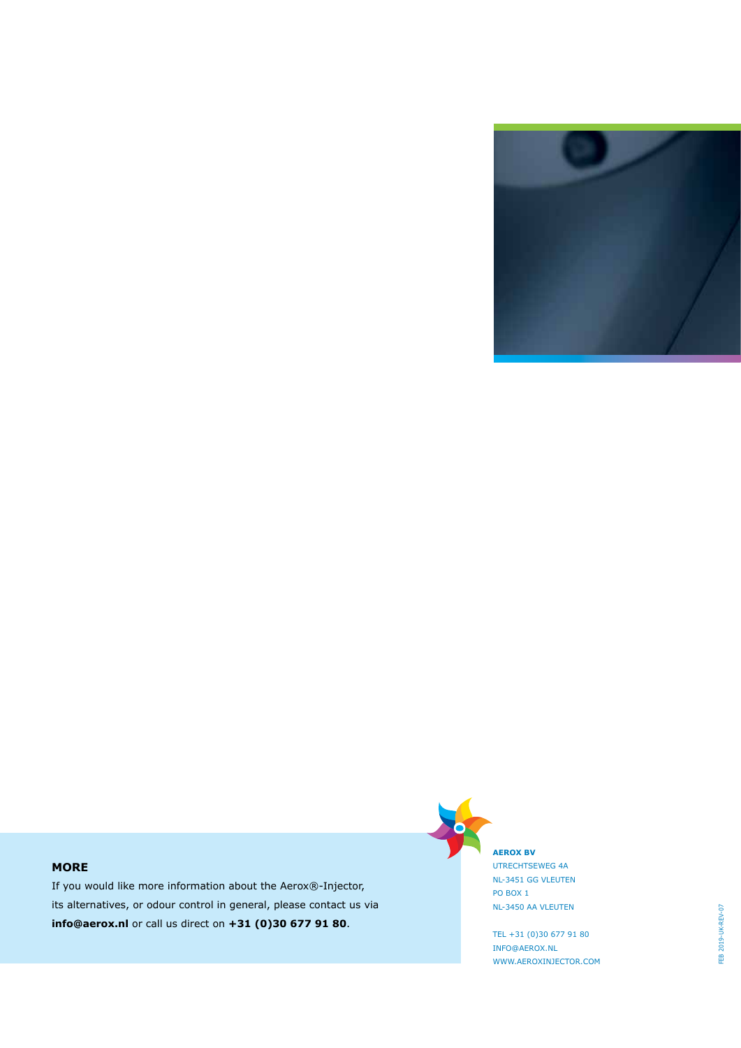## MORE

If you would like more information about the Aerox®-Injector, its alternatives, or odour control in general, please contact us via **info@aerox.nl** or call us direct on **+31 (0)30 677 91 80**.

**AEROX BV**
UTRECHTSEWEG 4A
NL-3451 GG VLEUTEN
PO BOX 1
NL-3450 AA VLEUTEN

TEL +31 (0)30 677 91 80
INFO@AEROX.NL
WWW.AEROXINJECTOR.COM

FEB 2019-UK-REV-07